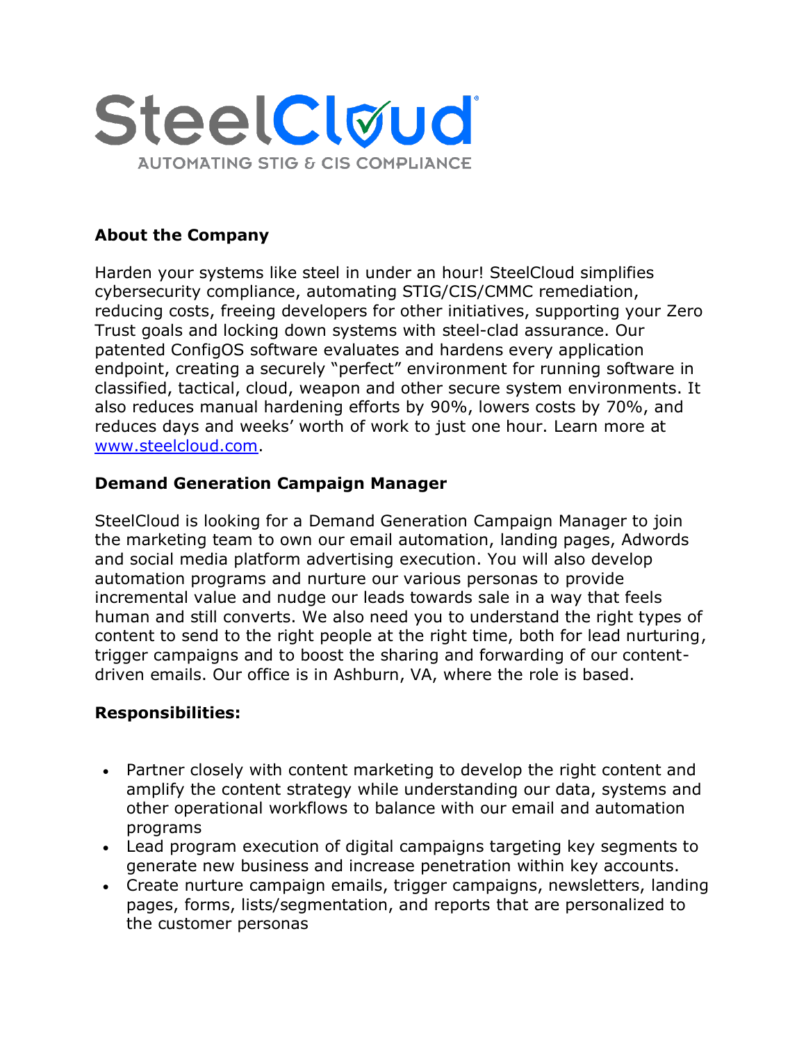SteelCloud

AUTOMATING STIG & CIS COMPLIANCE

**About the Company**

Harden your systems like steel in under an hour! SteelCloud simplifies cybersecurity compliance, automating STIG/CIS/CMMC remediation, reducing costs, freeing developers for other initiatives, supporting your Zero Trust goals and locking down systems with steel-clad assurance. Our patented ConfigOS software evaluates and hardens every application endpoint, creating a securely "perfect" environment for running software in classified, tactical, cloud, weapon and other secure system environments. It also reduces manual hardening efforts by 90%, lowers costs by 70%, and reduces days and weeks' worth of work to just one hour. Learn more at [www.steelcloud.com](http://www.steelcloud.com).

**Demand Generation Campaign Manager**

SteelCloud is looking for a Demand Generation Campaign Manager to join the marketing team to own our email automation, landing pages, Adwords and social media platform advertising execution. You will also develop automation programs and nurture our various personas to provide incremental value and nudge our leads towards sale in a way that feels human and still converts. We also need you to understand the right types of content to send to the right people at the right time, both for lead nurturing, trigger campaigns and to boost the sharing and forwarding of our content-driven emails. Our office is in Ashburn, VA, where the role is based.

**Responsibilities:**

- Partner closely with content marketing to develop the right content and amplify the content strategy while understanding our data, systems and other operational workflows to balance with our email and automation programs
- Lead program execution of digital campaigns targeting key segments to generate new business and increase penetration within key accounts.
- Create nurture campaign emails, trigger campaigns, newsletters, landing pages, forms, lists/segmentation, and reports that are personalized to the customer personas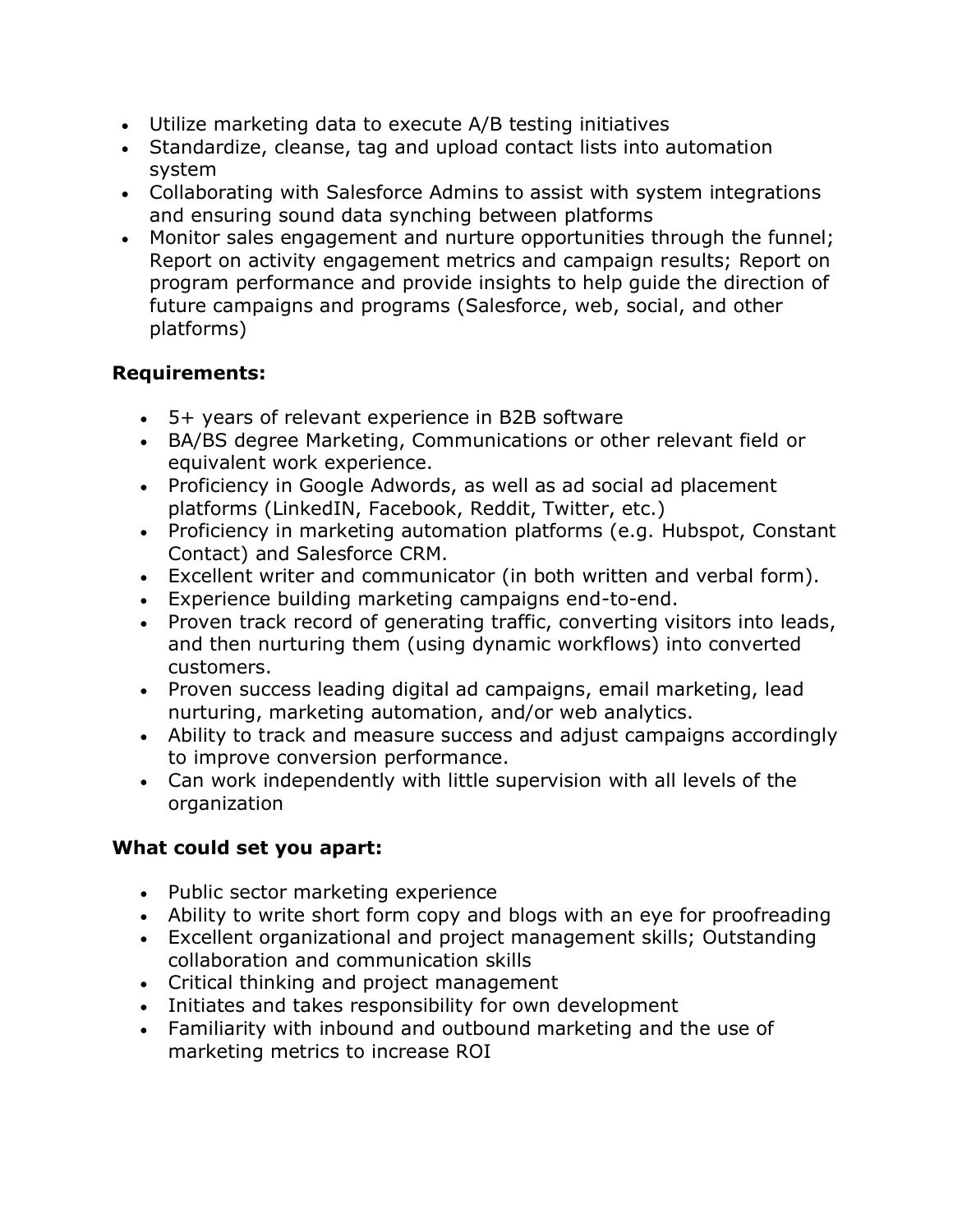- Utilize marketing data to execute A/B testing initiatives
- Standardize, cleanse, tag and upload contact lists into automation system
- Collaborating with Salesforce Admins to assist with system integrations and ensuring sound data synching between platforms
- Monitor sales engagement and nurture opportunities through the funnel; Report on activity engagement metrics and campaign results; Report on program performance and provide insights to help guide the direction of future campaigns and programs (Salesforce, web, social, and other platforms)

**Requirements:**

- 5+ years of relevant experience in B2B software
- BA/BS degree Marketing, Communications or other relevant field or equivalent work experience.
- Proficiency in Google Adwords, as well as ad social ad placement platforms (LinkedIN, Facebook, Reddit, Twitter, etc.)
- Proficiency in marketing automation platforms (e.g. Hubspot, Constant Contact) and Salesforce CRM.
- Excellent writer and communicator (in both written and verbal form).
- Experience building marketing campaigns end-to-end.
- Proven track record of generating traffic, converting visitors into leads, and then nurturing them (using dynamic workflows) into converted customers.
- Proven success leading digital ad campaigns, email marketing, lead nurturing, marketing automation, and/or web analytics.
- Ability to track and measure success and adjust campaigns accordingly to improve conversion performance.
- Can work independently with little supervision with all levels of the organization

**What could set you apart:**

- Public sector marketing experience
- Ability to write short form copy and blogs with an eye for proofreading
- Excellent organizational and project management skills; Outstanding collaboration and communication skills
- Critical thinking and project management
- Initiates and takes responsibility for own development
- Familiarity with inbound and outbound marketing and the use of marketing metrics to increase ROI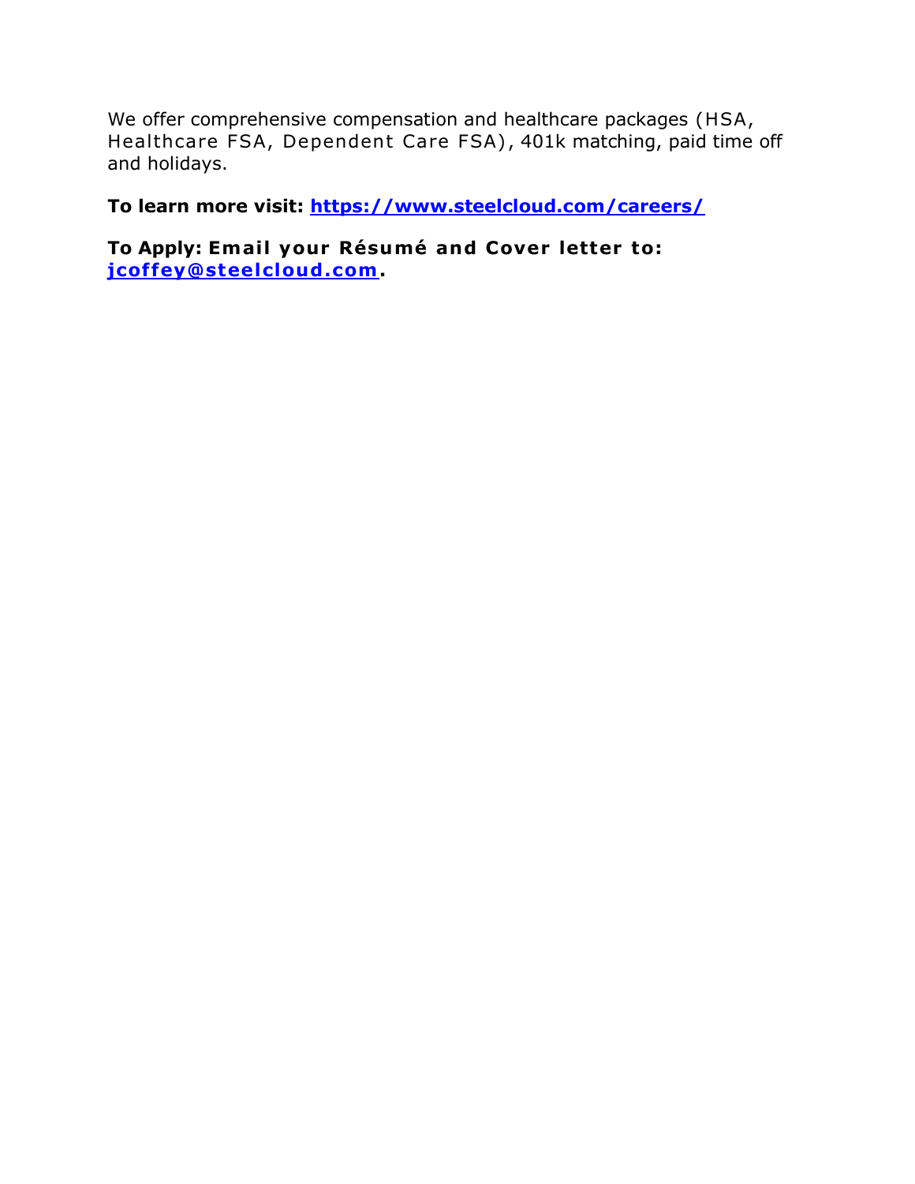We offer comprehensive compensation and healthcare packages (HSA, Healthcare FSA, Dependent Care FSA), 401k matching, paid time off and holidays.

**To learn more visit: [https://www.steelcloud.com/careers/](https://www.steelcloud.com/careers/)**

**To Apply: Email your Résumé and Cover letter to: [jcoffey@steelcloud.com](mailto:jcoffey@steelcloud.com).**